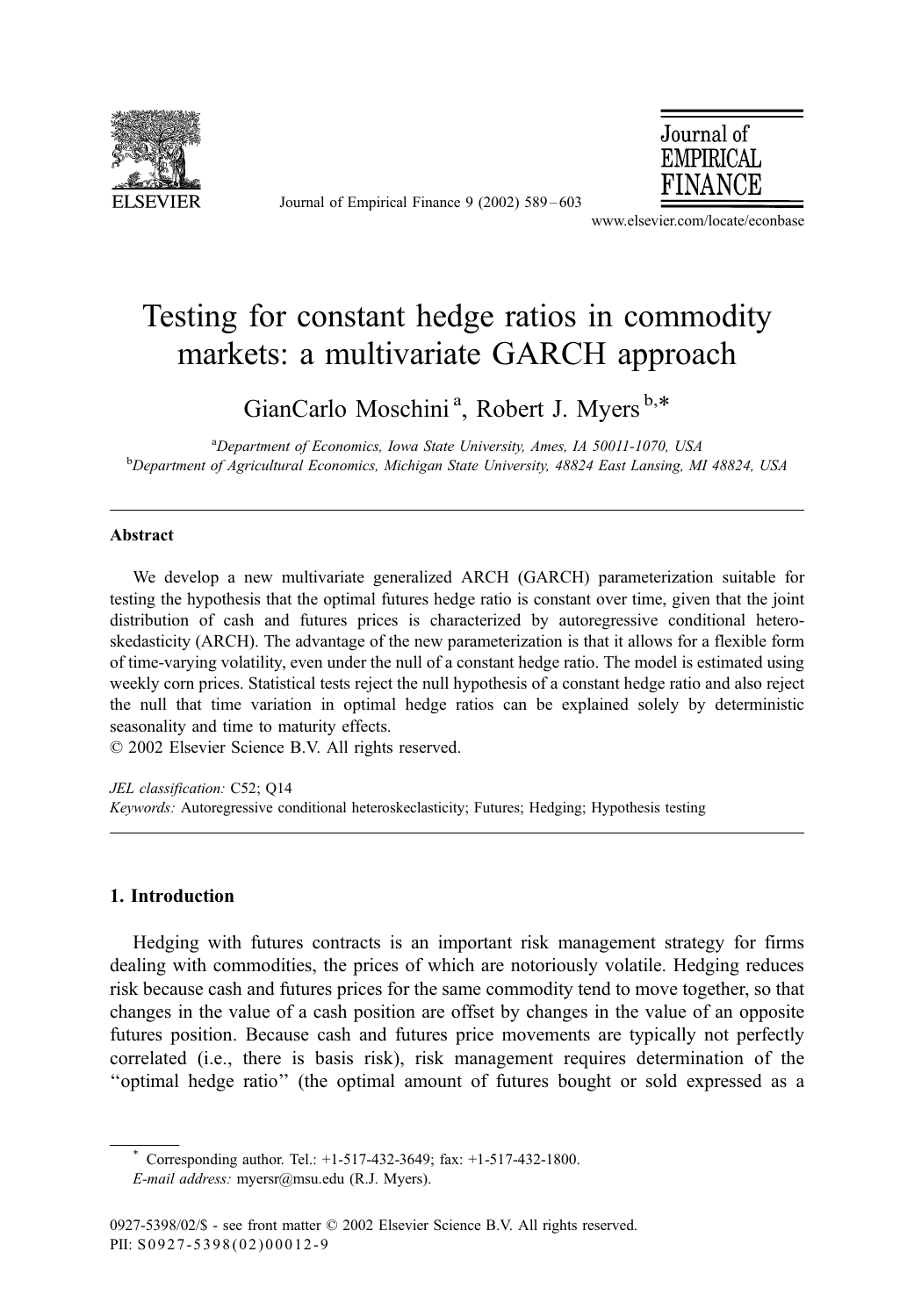# Testing for constant hedge ratios in commodity markets: a multivariate GARCH approach

GianCarlo Moschini [a], Robert J. Myers [b,*]

[a] Department of Economics, Iowa State University, Ames, IA 50011-1070, USA
[b] Department of Agricultural Economics, Michigan State University, 48824 East Lansing, MI 48824, USA

## Abstract

We develop a new multivariate generalized ARCH (GARCH) parameterization suitable for testing the hypothesis that the optimal futures hedge ratio is constant over time, given that the joint distribution of cash and futures prices is characterized by autoregressive conditional heteroskedasticity (ARCH). The advantage of the new parameterization is that it allows for a flexible form of time-varying volatility, even under the null of a constant hedge ratio. The model is estimated using weekly corn prices. Statistical tests reject the null hypothesis of a constant hedge ratio and also reject the null that time variation in optimal hedge ratios can be explained solely by deterministic seasonality and time to maturity effects.
© 2002 Elsevier Science B.V. All rights reserved.

*JEL classification:* C52; Q14
*Keywords:* Autoregressive conditional heteroskeclasticity; Futures; Hedging; Hypothesis testing

## 1. Introduction

Hedging with futures contracts is an important risk management strategy for firms dealing with commodities, the prices of which are notoriously volatile. Hedging reduces risk because cash and futures prices for the same commodity tend to move together, so that changes in the value of a cash position are offset by changes in the value of an opposite futures position. Because cash and futures price movements are typically not perfectly correlated (i.e., there is basis risk), risk management requires determination of the ''optimal hedge ratio'' (the optimal amount of futures bought or sold expressed as a

---

* Corresponding author. Tel.: +1-517-432-3649; fax: +1-517-432-1800.
*E-mail address:* myersr@msu.edu (R.J. Myers).

0927-5398/02/$ - see front matter © 2002 Elsevier Science B.V. All rights reserved.
PII: S0927-5398(02)00012-9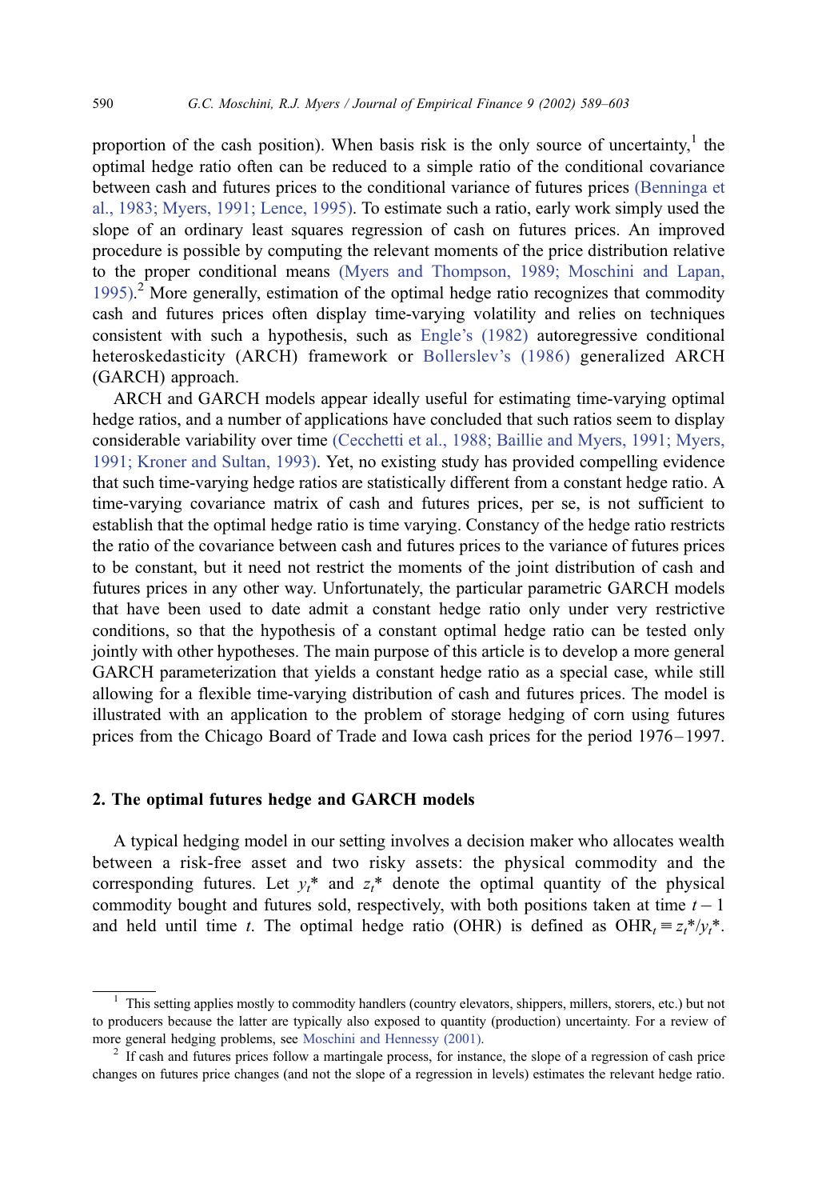proportion of the cash position). When basis risk is the only source of uncertainty,[1] the optimal hedge ratio often can be reduced to a simple ratio of the conditional covariance between cash and futures prices to the conditional variance of futures prices (Benninga et al., 1983; Myers, 1991; Lence, 1995). To estimate such a ratio, early work simply used the slope of an ordinary least squares regression of cash on futures prices. An improved procedure is possible by computing the relevant moments of the price distribution relative to the proper conditional means (Myers and Thompson, 1989; Moschini and Lapan, 1995).[2] More generally, estimation of the optimal hedge ratio recognizes that commodity cash and futures prices often display time-varying volatility and relies on techniques consistent with such a hypothesis, such as Engle's (1982) autoregressive conditional heteroskedasticity (ARCH) framework or Bollerslev's (1986) generalized ARCH (GARCH) approach.

ARCH and GARCH models appear ideally useful for estimating time-varying optimal hedge ratios, and a number of applications have concluded that such ratios seem to display considerable variability over time (Cecchetti et al., 1988; Baillie and Myers, 1991; Myers, 1991; Kroner and Sultan, 1993). Yet, no existing study has provided compelling evidence that such time-varying hedge ratios are statistically different from a constant hedge ratio. A time-varying covariance matrix of cash and futures prices, per se, is not sufficient to establish that the optimal hedge ratio is time varying. Constancy of the hedge ratio restricts the ratio of the covariance between cash and futures prices to the variance of futures prices to be constant, but it need not restrict the moments of the joint distribution of cash and futures prices in any other way. Unfortunately, the particular parametric GARCH models that have been used to date admit a constant hedge ratio only under very restrictive conditions, so that the hypothesis of a constant optimal hedge ratio can be tested only jointly with other hypotheses. The main purpose of this article is to develop a more general GARCH parameterization that yields a constant hedge ratio as a special case, while still allowing for a flexible time-varying distribution of cash and futures prices. The model is illustrated with an application to the problem of storage hedging of corn using futures prices from the Chicago Board of Trade and Iowa cash prices for the period 1976–1997.

## 2. The optimal futures hedge and GARCH models

A typical hedging model in our setting involves a decision maker who allocates wealth between a risk-free asset and two risky assets: the physical commodity and the corresponding futures. Let $y_t$* and $z_t$* denote the optimal quantity of the physical commodity bought and futures sold, respectively, with both positions taken at time $t-1$ and held until time $t$. The optimal hedge ratio (OHR) is defined as $\text{OHR}_t \equiv z_t^*/y_t^*$.

---

[1] This setting applies mostly to commodity handlers (country elevators, shippers, millers, storers, etc.) but not to producers because the latter are typically also exposed to quantity (production) uncertainty. For a review of more general hedging problems, see Moschini and Hennessy (2001).

[2] If cash and futures prices follow a martingale process, for instance, the slope of a regression of cash price changes on futures price changes (and not the slope of a regression in levels) estimates the relevant hedge ratio.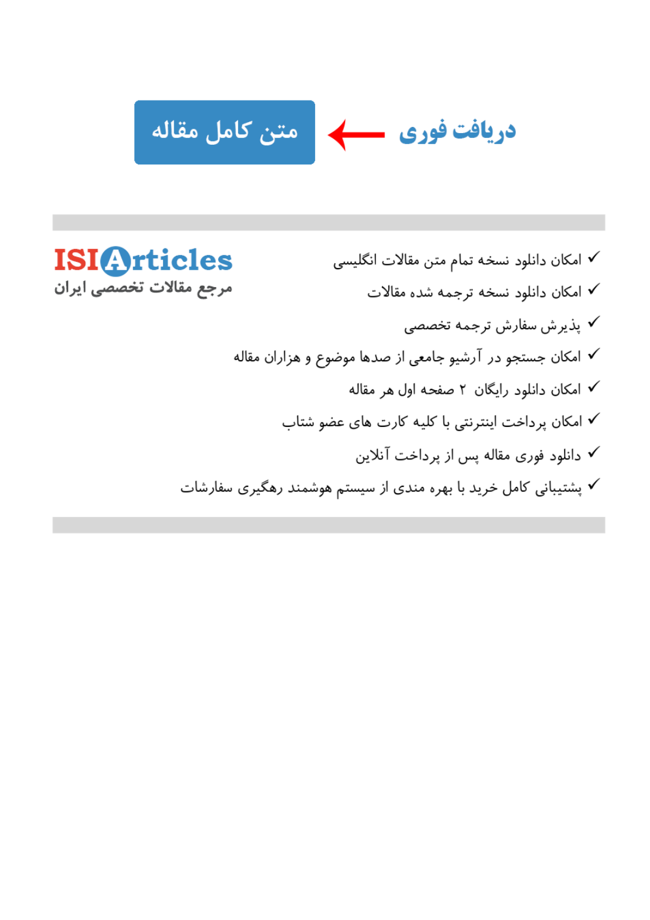دریافت فوری ← **متن کامل مقاله**

**ISIArticles**
مرجع مقالات تخصصی ایران

- ✓ امکان دانلود نسخه تمام متن مقالات انگلیسی
- ✓ امکان دانلود نسخه ترجمه شده مقالات
- ✓ پذیرش سفارش ترجمه تخصصی
- ✓ امکان جستجو در آرشیو جامعی از صدها موضوع و هزاران مقاله
- ✓ امکان دانلود رایگان ۲ صفحه اول هر مقاله
- ✓ امکان پرداخت اینترنتی با کلیه کارت های عضو شتاب
- ✓ دانلود فوری مقاله پس از پرداخت آنلاین
- ✓ پشتیبانی کامل خرید با بهره مندی از سیستم هوشمند رهگیری سفارشات